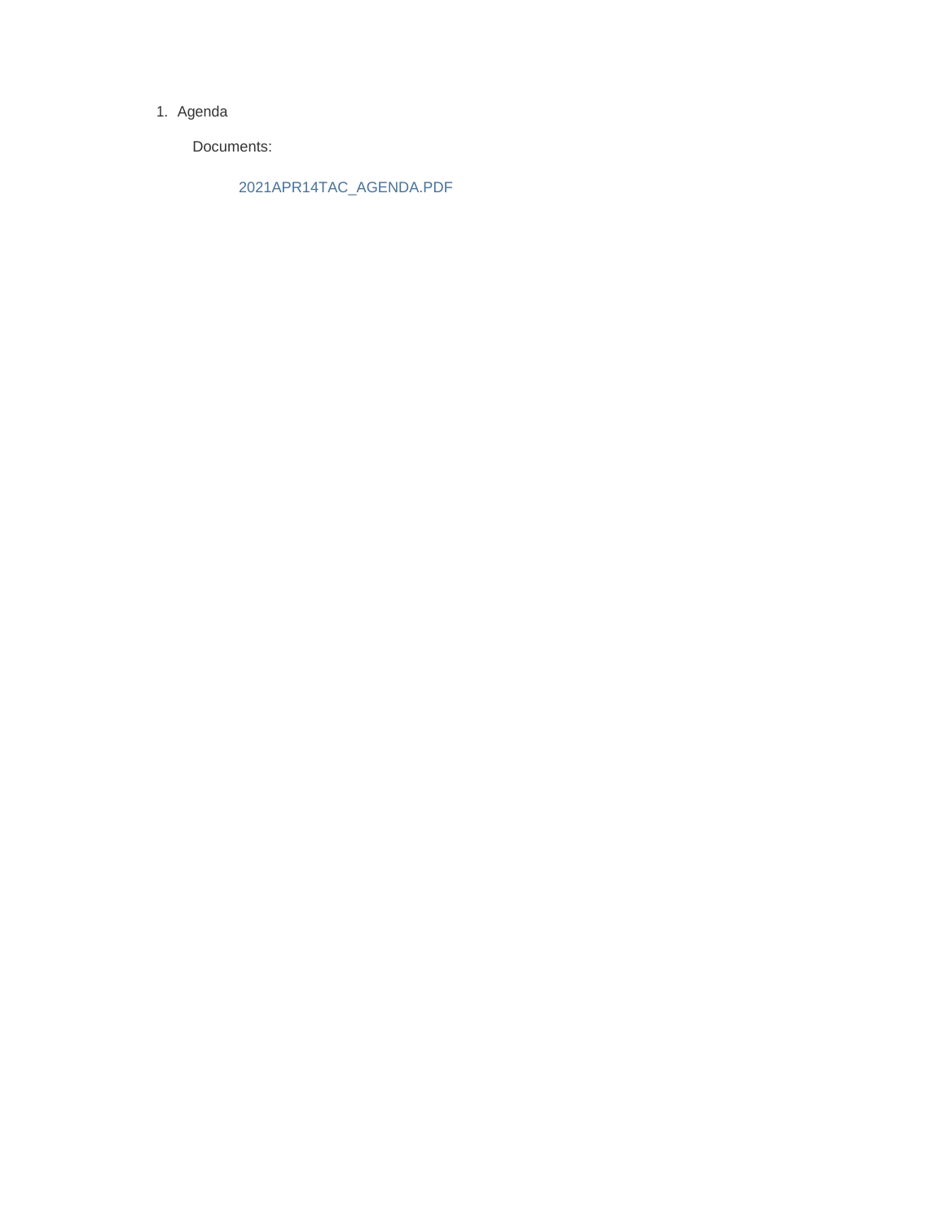1. Agenda

   Documents:

   2021APR14TAC_AGENDA.PDF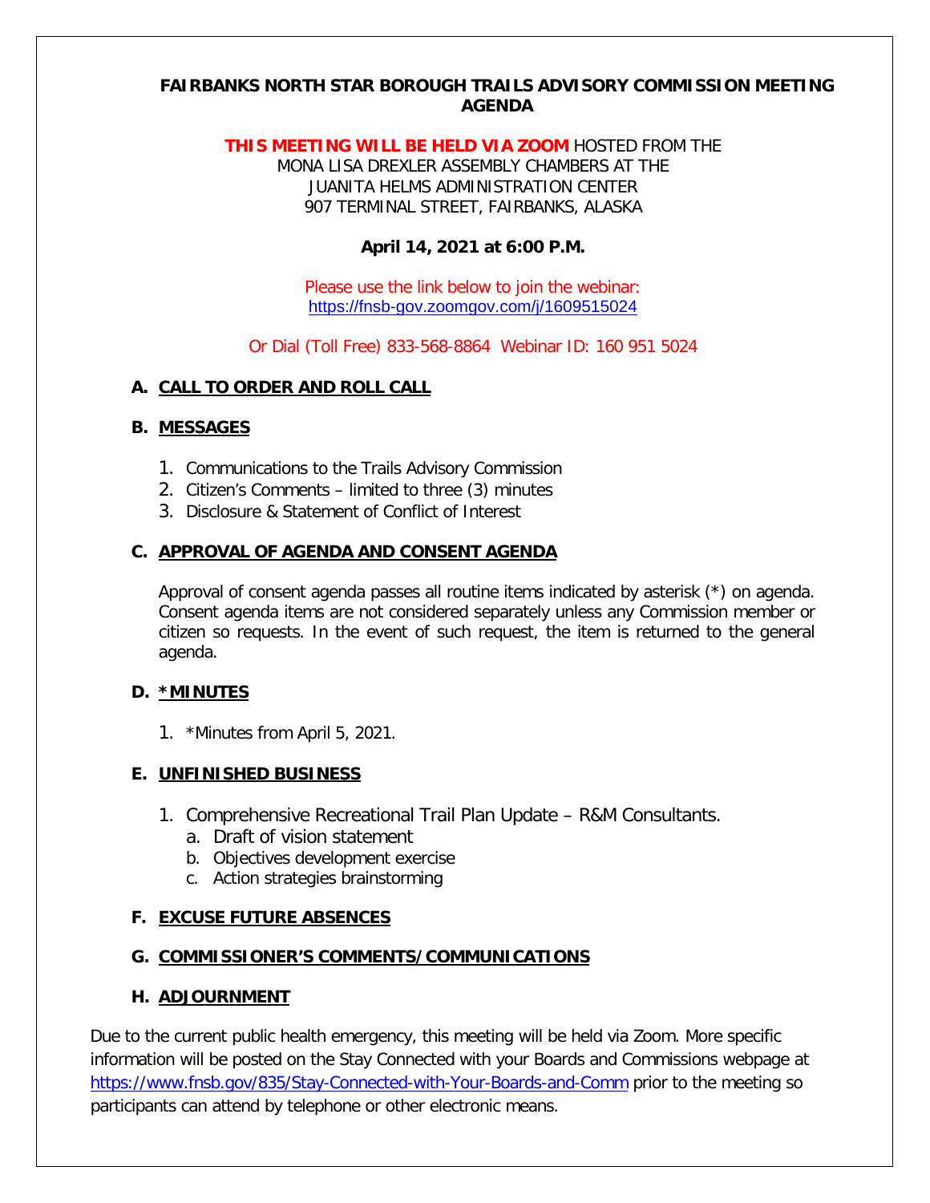# FAIRBANKS NORTH STAR BOROUGH TRAILS ADVISORY COMMISSION MEETING AGENDA

**THIS MEETING WILL BE HELD VIA ZOOM** HOSTED FROM THE MONA LISA DREXLER ASSEMBLY CHAMBERS AT THE JUANITA HELMS ADMINISTRATION CENTER 907 TERMINAL STREET, FAIRBANKS, ALASKA

**April 14, 2021 at 6:00 P.M.**

Please use the link below to join the webinar:
https://fnsb-gov.zoomgov.com/j/1609515024

Or Dial (Toll Free) 833-568-8864 Webinar ID: 160 951 5024

## A. CALL TO ORDER AND ROLL CALL

## B. MESSAGES

1. Communications to the Trails Advisory Commission
2. Citizen's Comments – limited to three (3) minutes
3. Disclosure & Statement of Conflict of Interest

## C. APPROVAL OF AGENDA AND CONSENT AGENDA

Approval of consent agenda passes all routine items indicated by asterisk (*) on agenda. Consent agenda items are not considered separately unless any Commission member or citizen so requests. In the event of such request, the item is returned to the general agenda.

## D. *MINUTES

1. *Minutes from April 5, 2021.

## E. UNFINISHED BUSINESS

1. Comprehensive Recreational Trail Plan Update – R&M Consultants.
   a. Draft of vision statement
   b. Objectives development exercise
   c. Action strategies brainstorming

## F. EXCUSE FUTURE ABSENCES

## G. COMMISSIONER'S COMMENTS/COMMUNICATIONS

## H. ADJOURNMENT

Due to the current public health emergency, this meeting will be held via Zoom. More specific information will be posted on the Stay Connected with your Boards and Commissions webpage at https://www.fnsb.gov/835/Stay-Connected-with-Your-Boards-and-Comm prior to the meeting so participants can attend by telephone or other electronic means.